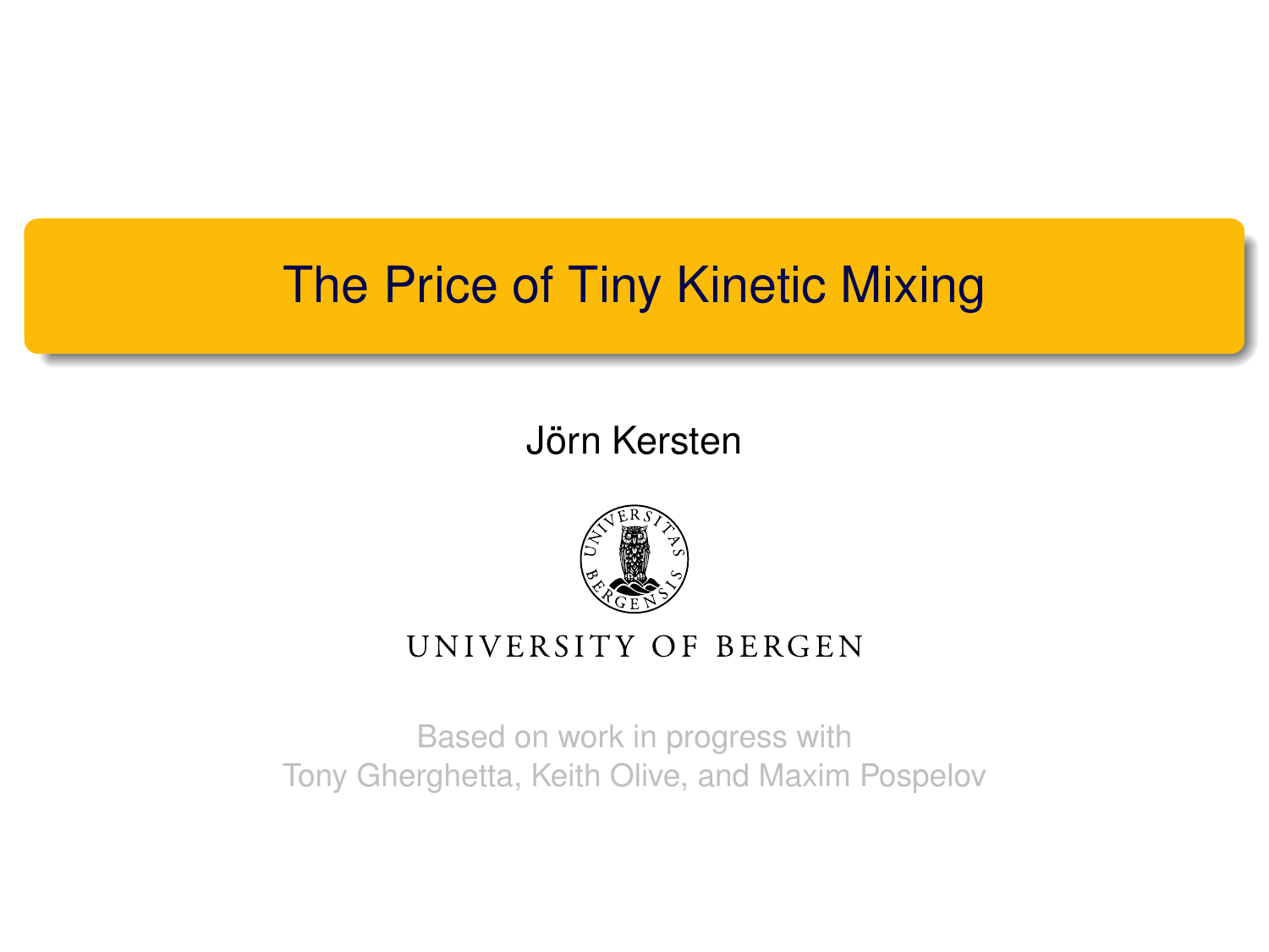# The Price of Tiny Kinetic Mixing

Jörn Kersten

UNIVERSITY OF BERGEN

Based on work in progress with
Tony Gherghetta, Keith Olive, and Maxim Pospelov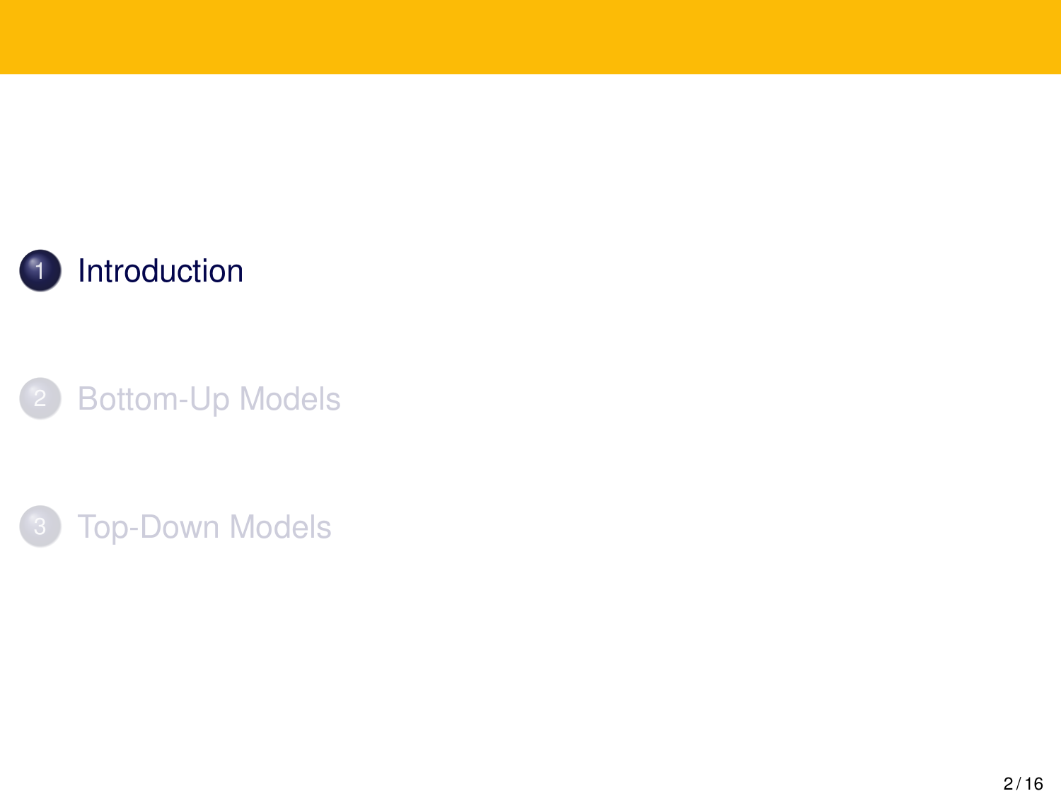1. Introduction
2. Bottom-Up Models
3. Top-Down Models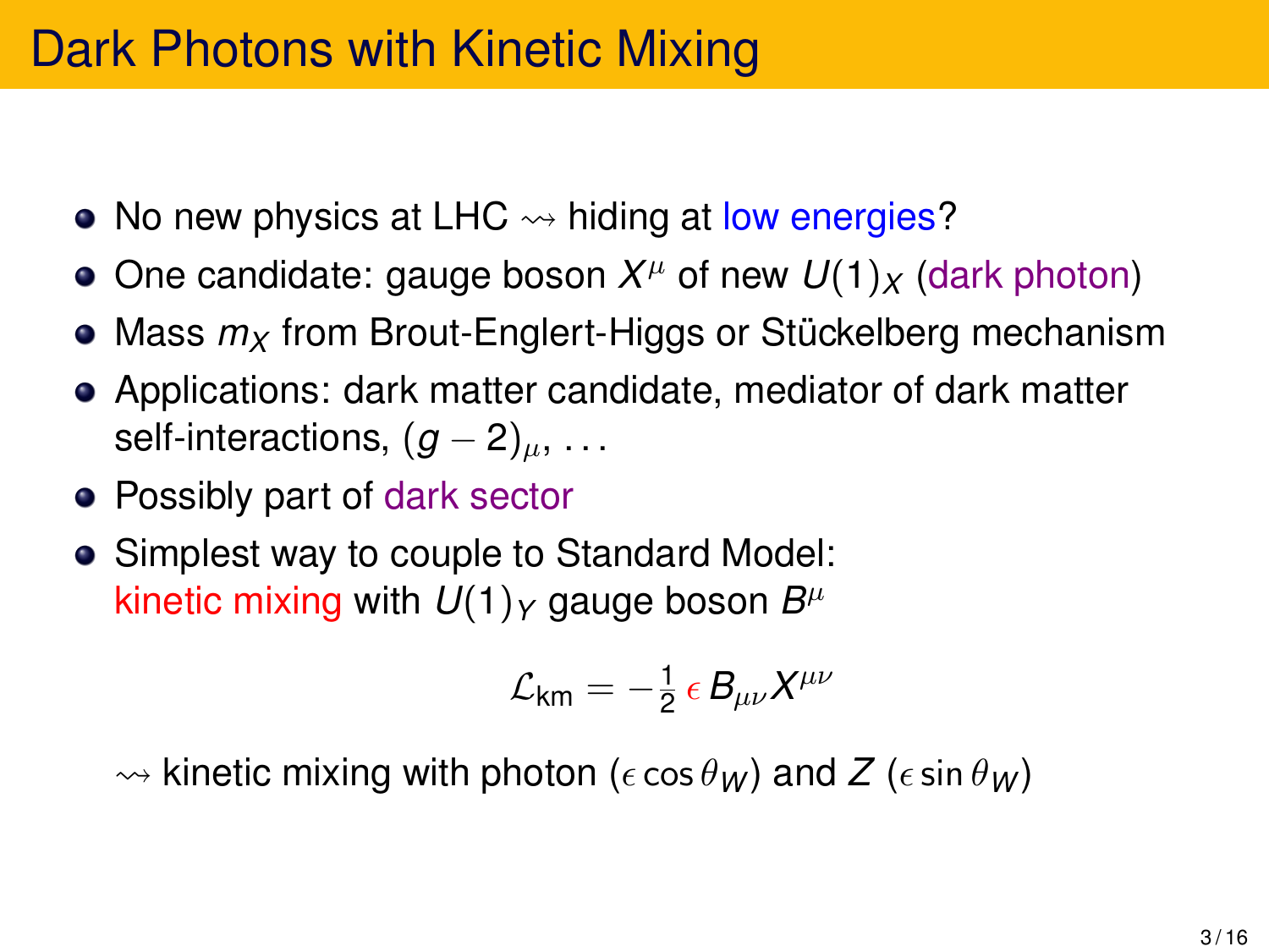# Dark Photons with Kinetic Mixing

- No new physics at LHC $\rightsquigarrow$ hiding at low energies?
- One candidate: gauge boson $X^\mu$ of new $U(1)_X$ (dark photon)
- Mass $m_X$ from Brout-Englert-Higgs or Stückelberg mechanism
- Applications: dark matter candidate, mediator of dark matter self-interactions, $(g-2)_\mu$, ...
- Possibly part of dark sector
- Simplest way to couple to Standard Model: kinetic mixing with $U(1)_Y$ gauge boson $B^\mu$

$$\mathcal{L}_{\text{km}} = -\tfrac{1}{2}\,\epsilon\, B_{\mu\nu} X^{\mu\nu}$$

$\rightsquigarrow$ kinetic mixing with photon ($\epsilon \cos\theta_W$) and $Z$ ($\epsilon \sin\theta_W$)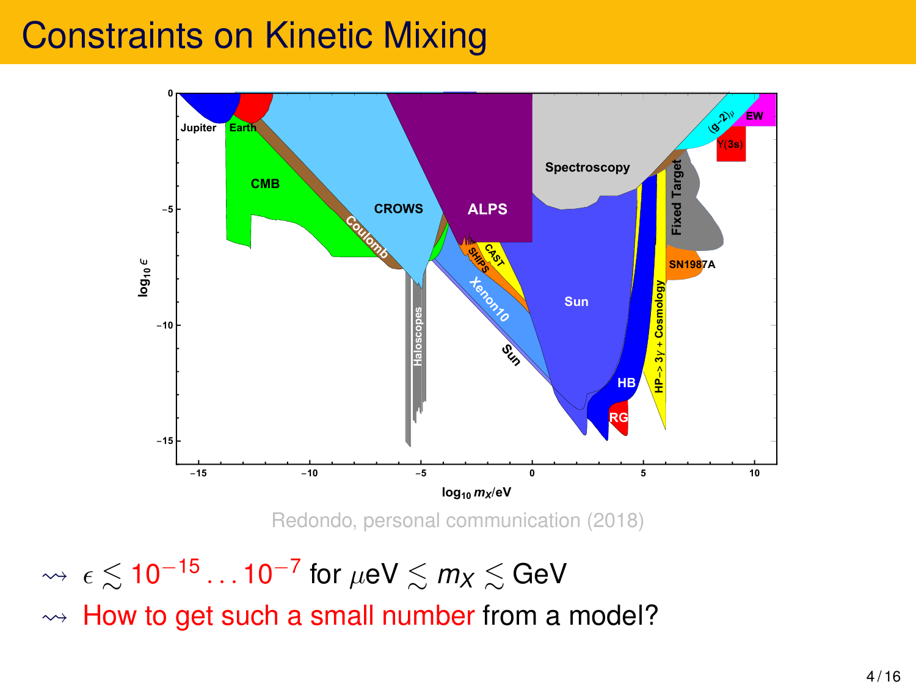# Constraints on Kinetic Mixing

Redondo, personal communication (2018)

- $\rightsquigarrow$ $\epsilon \lesssim 10^{-15} \ldots 10^{-7}$ for $\mu$eV $\lesssim m_X \lesssim$ GeV
- $\rightsquigarrow$ How to get such a small number from a model?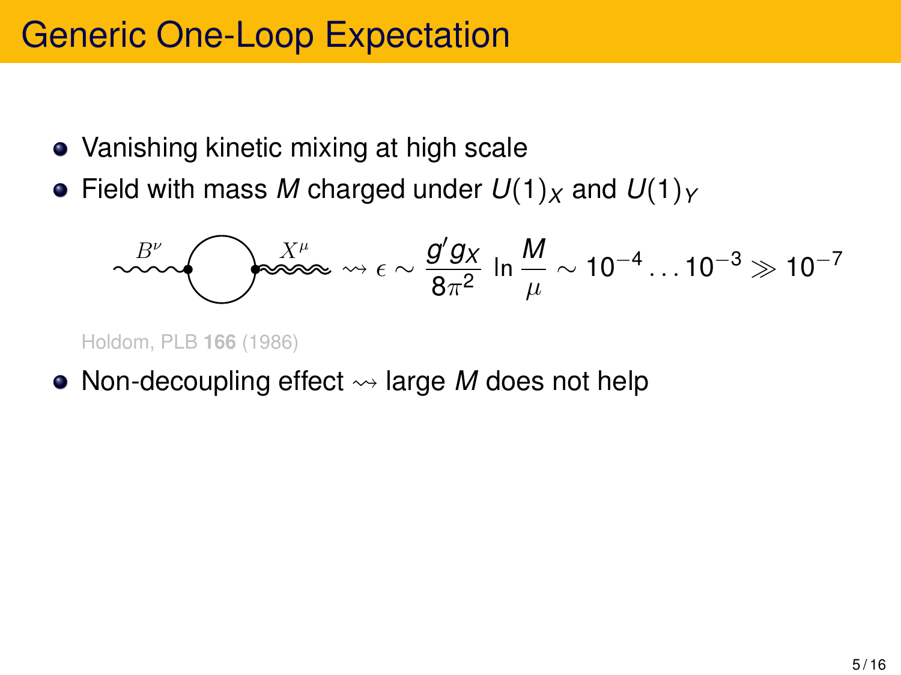# Generic One-Loop Expectation

- Vanishing kinetic mixing at high scale
- Field with mass $M$ charged under $U(1)_X$ and $U(1)_Y$

$$B^\nu \quad X^\mu \rightsquigarrow \epsilon \sim \frac{g' g_X}{8\pi^2} \ln \frac{M}{\mu} \sim 10^{-4} \ldots 10^{-3} \gg 10^{-7}$$

Holdom, PLB **166** (1986)

- Non-decoupling effect $\rightsquigarrow$ large $M$ does not help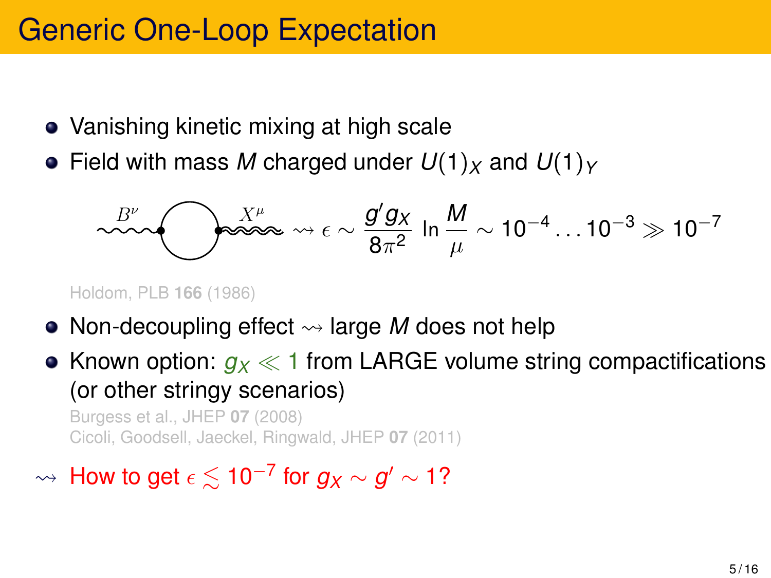# Generic One-Loop Expectation

- Vanishing kinetic mixing at high scale
- Field with mass $M$ charged under $U(1)_X$ and $U(1)_Y$

$$B^\nu \text{ --- loop --- } X^\mu \rightsquigarrow \epsilon \sim \frac{g' g_X}{8\pi^2} \ln \frac{M}{\mu} \sim 10^{-4} \ldots 10^{-3} \gg 10^{-7}$$

Holdom, PLB **166** (1986)

- Non-decoupling effect $\rightsquigarrow$ large $M$ does not help
- Known option: $g_X \ll 1$ from LARGE volume string compactifications (or other stringy scenarios)

  Burgess et al., JHEP **07** (2008)
  Cicoli, Goodsell, Jaeckel, Ringwald, JHEP **07** (2011)

$\rightsquigarrow$ How to get $\epsilon \lesssim 10^{-7}$ for $g_X \sim g' \sim 1$?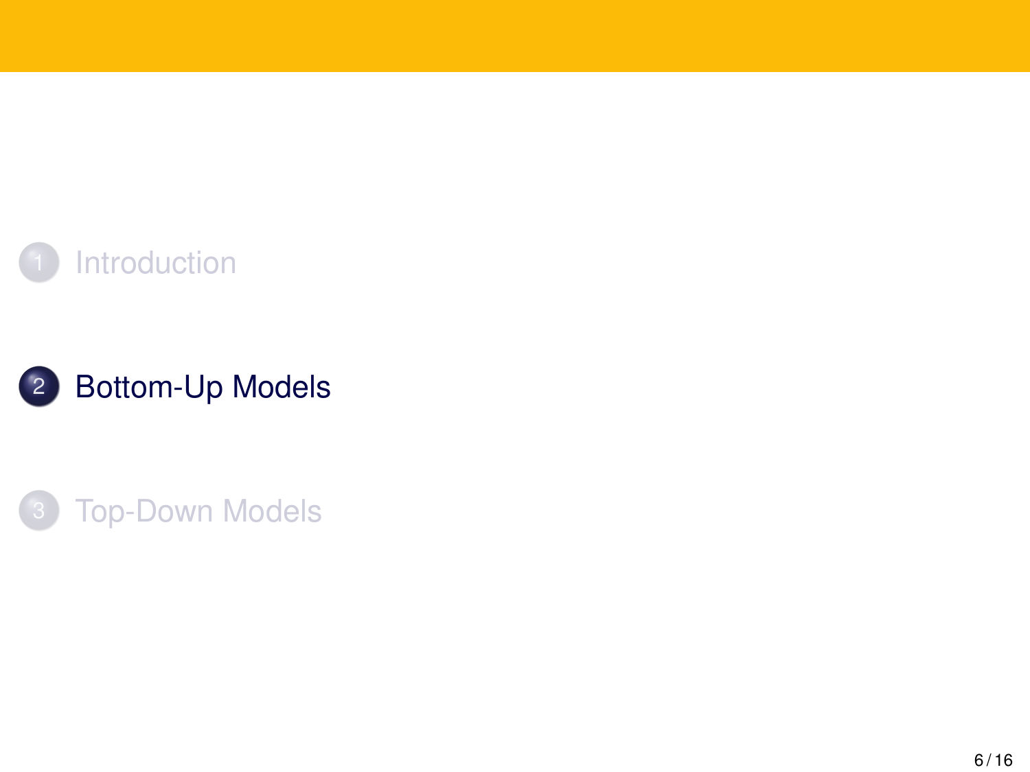1. Introduction
2. **Bottom-Up Models**
3. Top-Down Models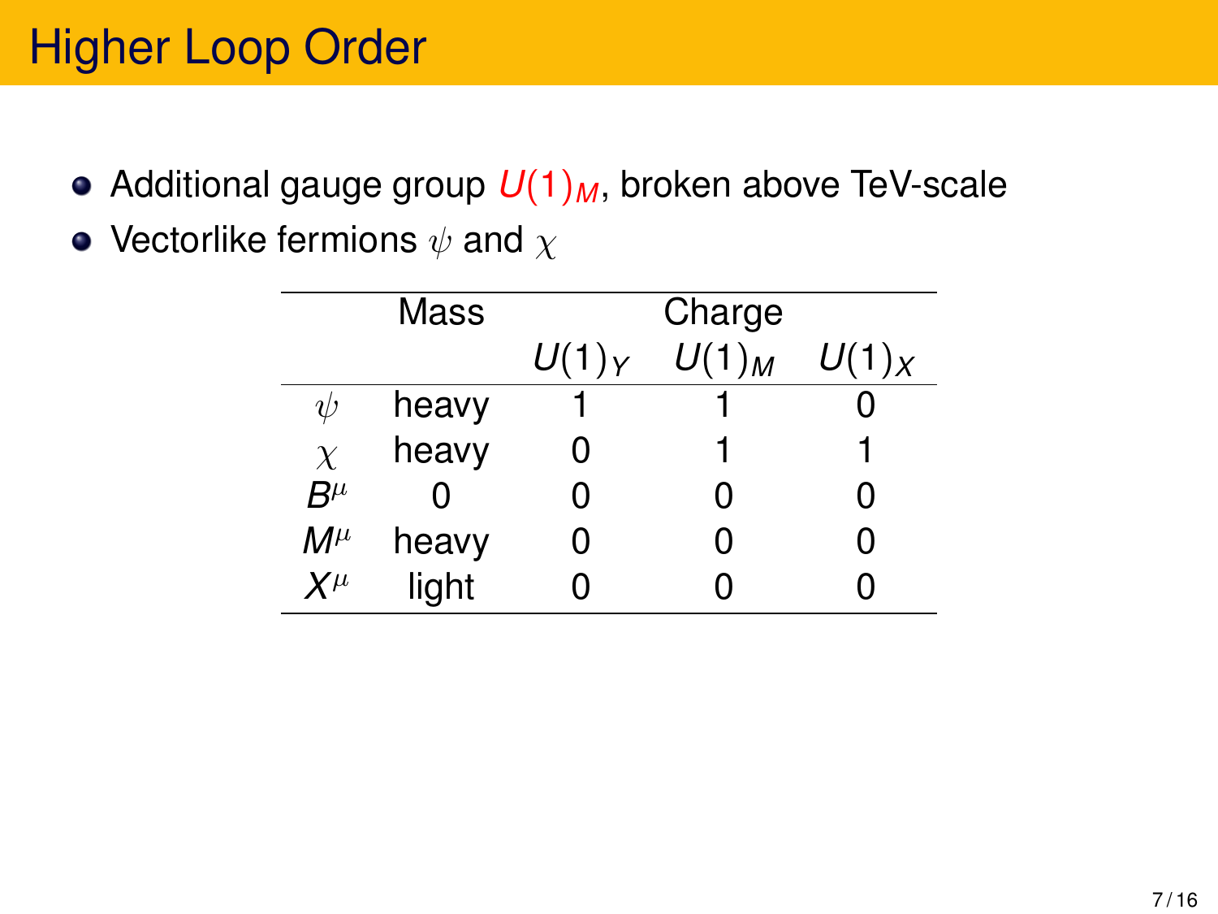# Higher Loop Order

- Additional gauge group $U(1)_M$, broken above TeV-scale
- Vectorlike fermions $\psi$ and $\chi$

| | Mass | Charge | | |
|---|---|---|---|---|
| | | $U(1)_Y$ | $U(1)_M$ | $U(1)_X$ |
| $\psi$ | heavy | 1 | 1 | 0 |
| $\chi$ | heavy | 0 | 1 | 1 |
| $B^\mu$ | 0 | 0 | 0 | 0 |
| $M^\mu$ | heavy | 0 | 0 | 0 |
| $X^\mu$ | light | 0 | 0 | 0 |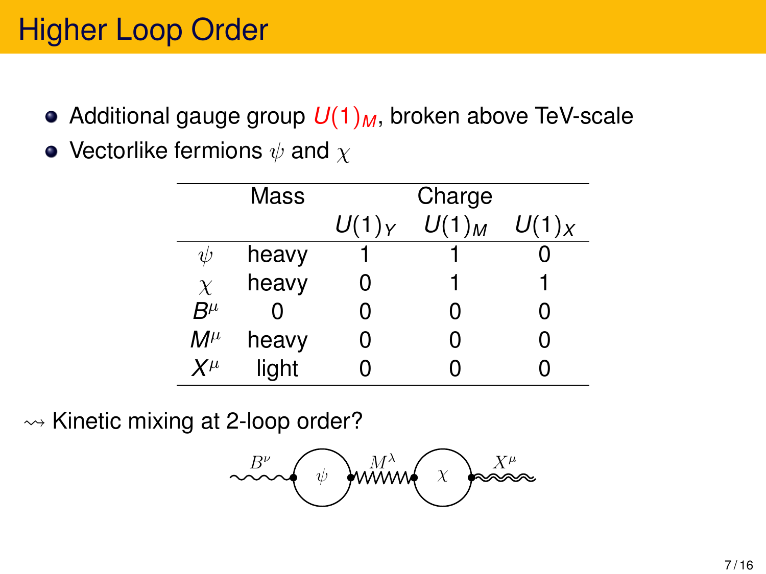# Higher Loop Order

- Additional gauge group $U(1)_M$, broken above TeV-scale
- Vectorlike fermions $\psi$ and $\chi$

| | Mass | Charge | | |
|---|---|---|---|---|
| | | $U(1)_Y$ | $U(1)_M$ | $U(1)_X$ |
| $\psi$ | heavy | 1 | 1 | 0 |
| $\chi$ | heavy | 0 | 1 | 1 |
| $B^\mu$ | 0 | 0 | 0 | 0 |
| $M^\mu$ | heavy | 0 | 0 | 0 |
| $X^\mu$ | light | 0 | 0 | 0 |

$\rightsquigarrow$ Kinetic mixing at 2-loop order?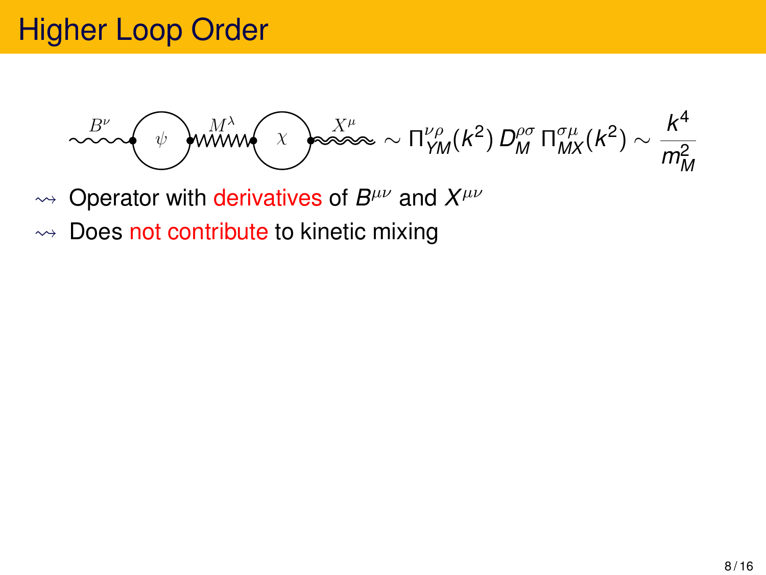# Higher Loop Order

$$\sim \Pi^{\nu\rho}_{YM}(k^2)\, D^{\rho\sigma}_{M}\, \Pi^{\sigma\mu}_{MX}(k^2) \sim \frac{k^4}{m_M^2}$$

- ⇝ Operator with derivatives of $B^{\mu\nu}$ and $X^{\mu\nu}$
- ⇝ Does not contribute to kinetic mixing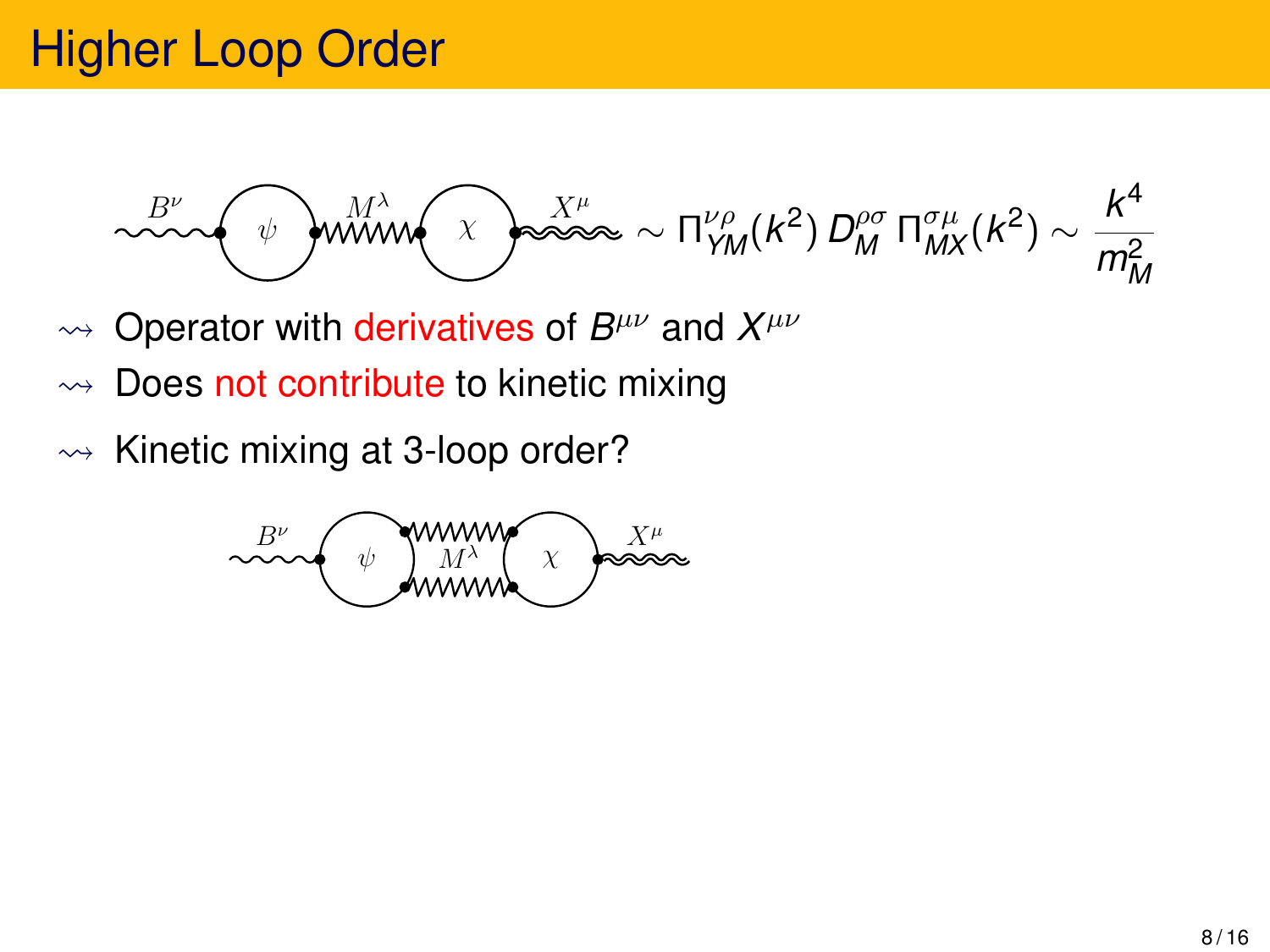# Higher Loop Order

$$\sim \Pi^{\nu\rho}_{YM}(k^2)\, D^{\rho\sigma}_{M}\, \Pi^{\sigma\mu}_{MX}(k^2) \sim \frac{k^4}{m_M^2}$$

- ⇝ Operator with derivatives of $B^{\mu\nu}$ and $X^{\mu\nu}$
- ⇝ Does not contribute to kinetic mixing
- ⇝ Kinetic mixing at 3-loop order?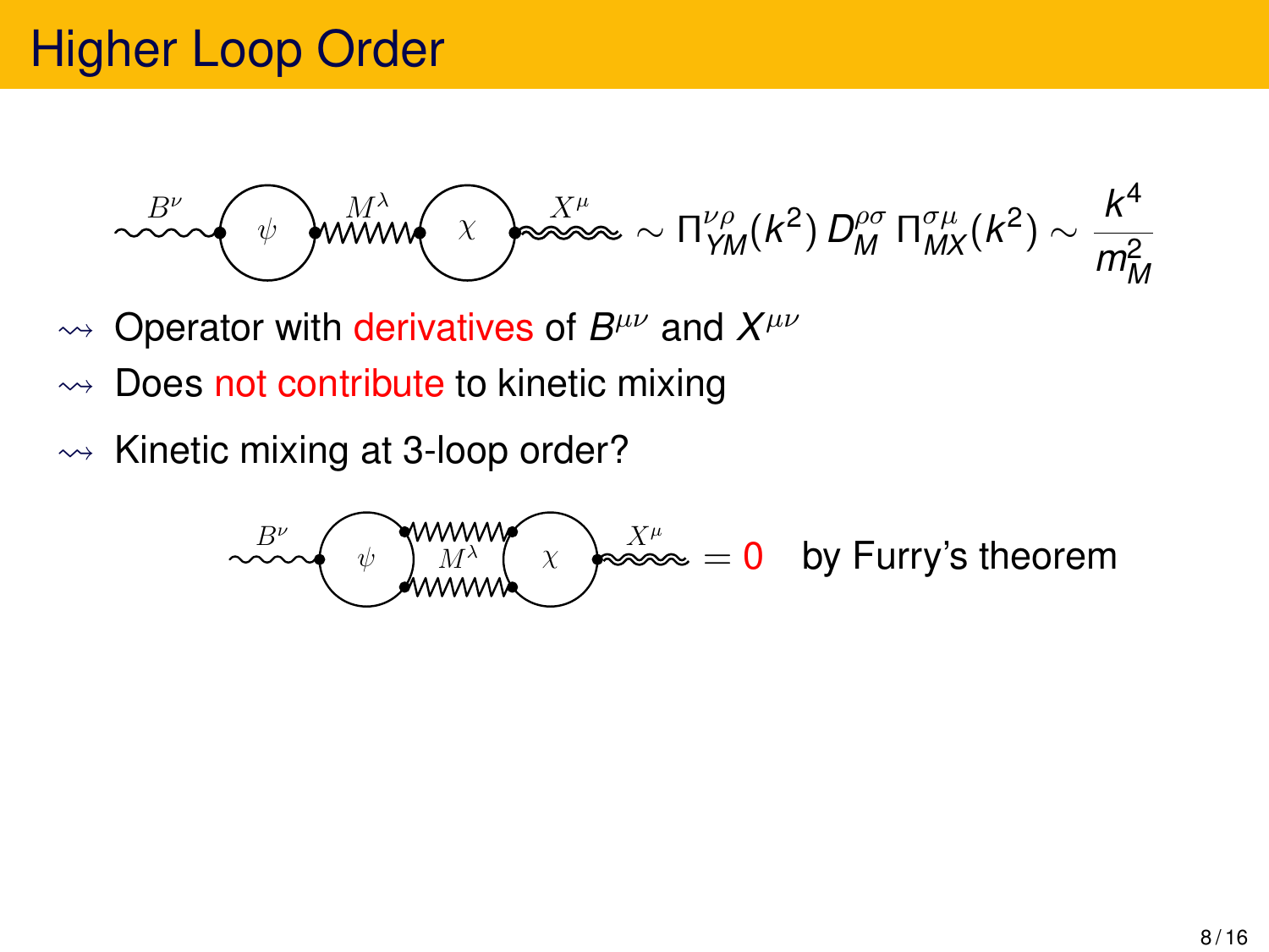# Higher Loop Order

$$\sim \Pi^{\nu\rho}_{YM}(k^2)\, D^{\rho\sigma}_{M}\, \Pi^{\sigma\mu}_{MX}(k^2) \sim \frac{k^4}{m_M^2}$$

- ⇝ Operator with derivatives of $B^{\mu\nu}$ and $X^{\mu\nu}$
- ⇝ Does not contribute to kinetic mixing
- ⇝ Kinetic mixing at 3-loop order?

$$= 0 \quad \text{by Furry's theorem}$$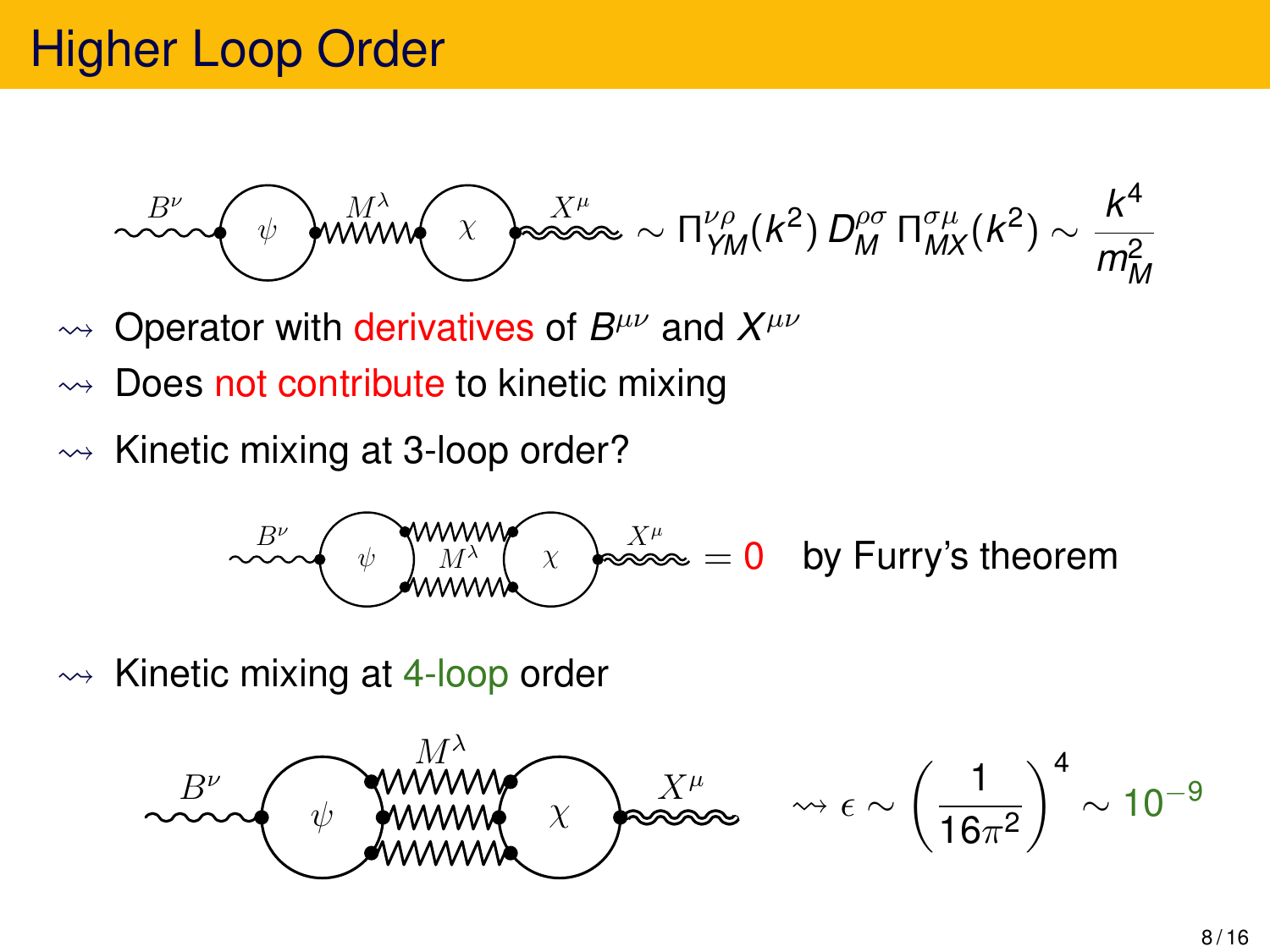# Higher Loop Order

$$\sim \Pi_{YM}^{\nu\rho}(k^2)\, D_M^{\rho\sigma}\, \Pi_{MX}^{\sigma\mu}(k^2) \sim \frac{k^4}{m_M^2}$$

- ⇝ Operator with derivatives of $B^{\mu\nu}$ and $X^{\mu\nu}$
- ⇝ Does not contribute to kinetic mixing
- ⇝ Kinetic mixing at 3-loop order?

$$= 0 \quad \text{by Furry's theorem}$$

- ⇝ Kinetic mixing at 4-loop order

$$\rightsquigarrow \epsilon \sim \left(\frac{1}{16\pi^2}\right)^4 \sim 10^{-9}$$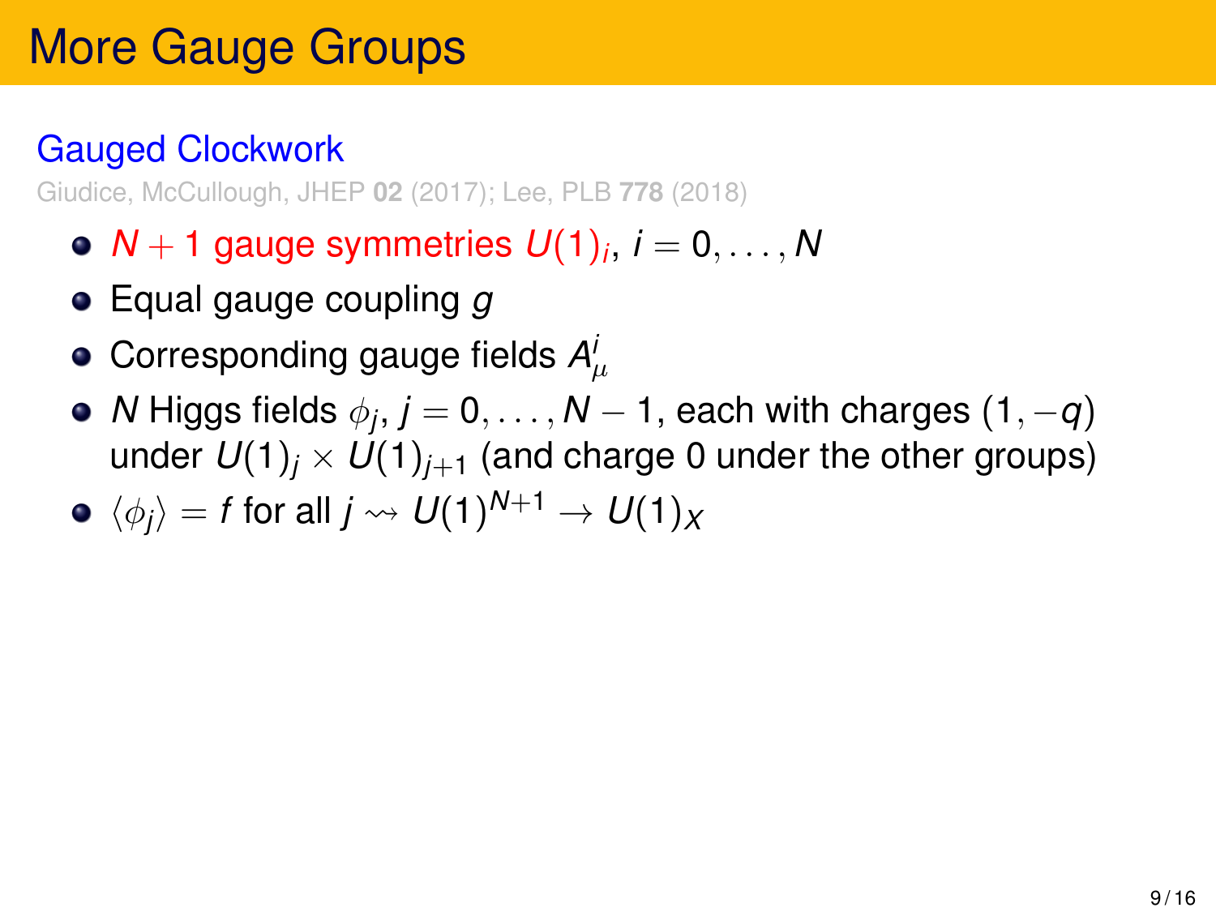# More Gauge Groups

## Gauged Clockwork

Giudice, McCullough, JHEP **02** (2017); Lee, PLB **778** (2018)

- $N+1$ gauge symmetries $U(1)_i$, $i = 0, \ldots, N$
- Equal gauge coupling $g$
- Corresponding gauge fields $A^i_\mu$
- $N$ Higgs fields $\phi_j$, $j = 0, \ldots, N-1$, each with charges $(1, -q)$ under $U(1)_j \times U(1)_{j+1}$ (and charge 0 under the other groups)
- $\langle \phi_j \rangle = f$ for all $j \rightsquigarrow U(1)^{N+1} \to U(1)_X$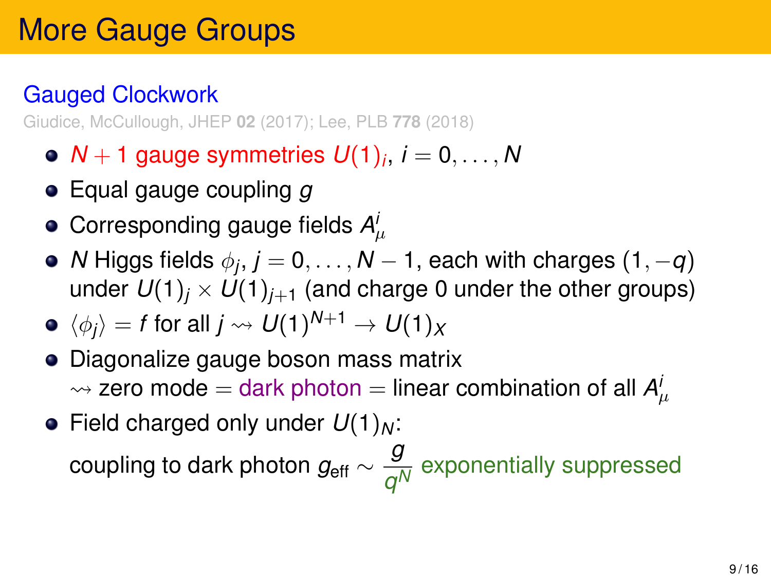# More Gauge Groups

## Gauged Clockwork

Giudice, McCullough, JHEP **02** (2017); Lee, PLB **778** (2018)

- $N+1$ gauge symmetries $U(1)_i$, $i = 0, \ldots, N$
- Equal gauge coupling $g$
- Corresponding gauge fields $A^i_\mu$
- $N$ Higgs fields $\phi_j$, $j = 0, \ldots, N-1$, each with charges $(1, -q)$ under $U(1)_j \times U(1)_{j+1}$ (and charge 0 under the other groups)
- $\langle \phi_j \rangle = f$ for all $j \rightsquigarrow U(1)^{N+1} \to U(1)_X$
- Diagonalize gauge boson mass matrix
  $\rightsquigarrow$ zero mode $=$ dark photon $=$ linear combination of all $A^i_\mu$
- Field charged only under $U(1)_N$:
  coupling to dark photon $g_{\text{eff}} \sim \dfrac{g}{q^N}$ exponentially suppressed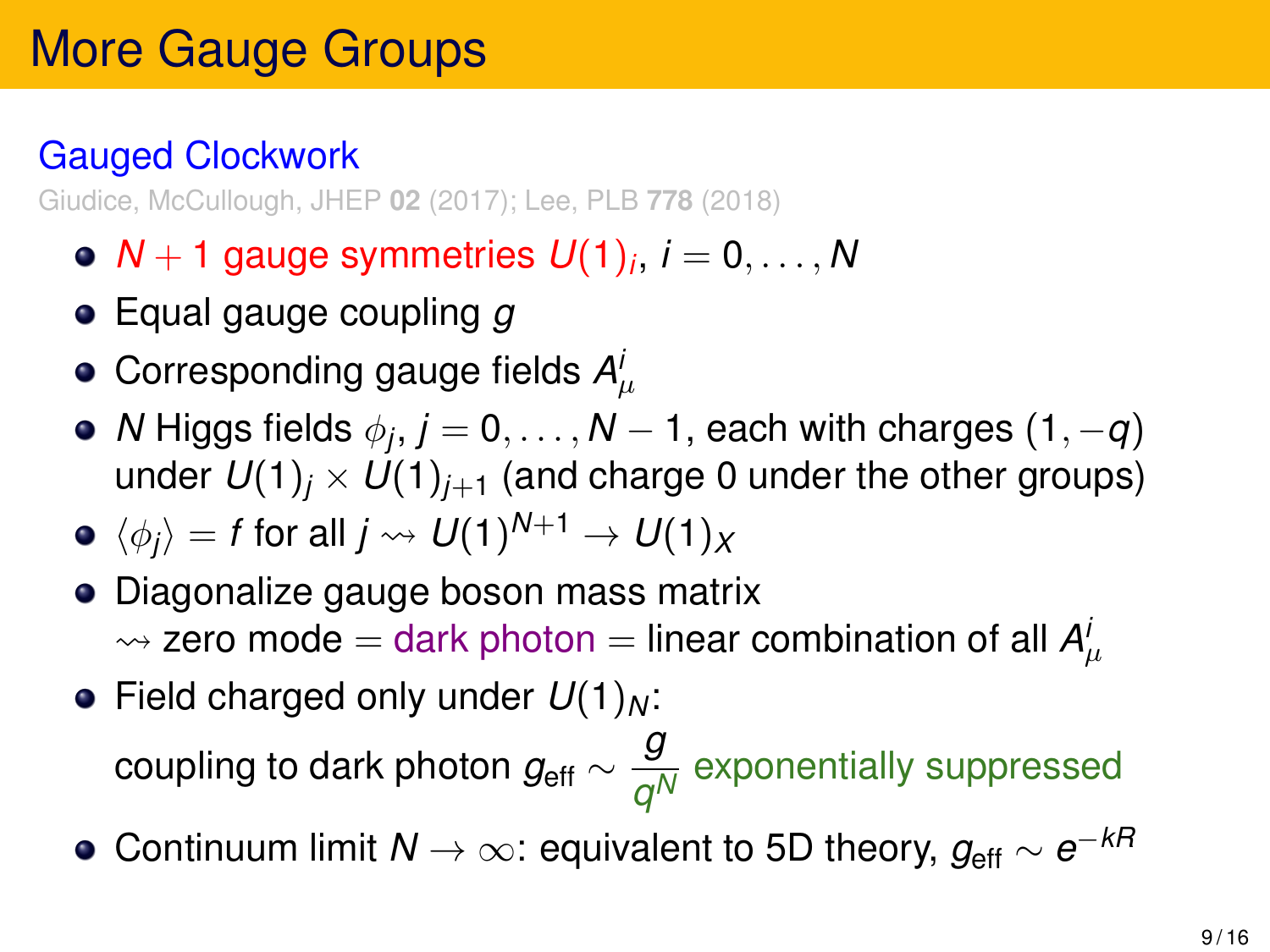# More Gauge Groups

## Gauged Clockwork

Giudice, McCullough, JHEP **02** (2017); Lee, PLB **778** (2018)

- $N+1$ gauge symmetries $U(1)_i$, $i = 0, \ldots, N$
- Equal gauge coupling $g$
- Corresponding gauge fields $A^i_\mu$
- $N$ Higgs fields $\phi_j$, $j = 0, \ldots, N-1$, each with charges $(1, -q)$ under $U(1)_j \times U(1)_{j+1}$ (and charge 0 under the other groups)
- $\langle \phi_j \rangle = f$ for all $j \rightsquigarrow U(1)^{N+1} \to U(1)_X$
- Diagonalize gauge boson mass matrix $\rightsquigarrow$ zero mode $=$ dark photon $=$ linear combination of all $A^i_\mu$
- Field charged only under $U(1)_N$: coupling to dark photon $g_{\text{eff}} \sim \dfrac{g}{q^N}$ exponentially suppressed
- Continuum limit $N \to \infty$: equivalent to 5D theory, $g_{\text{eff}} \sim e^{-kR}$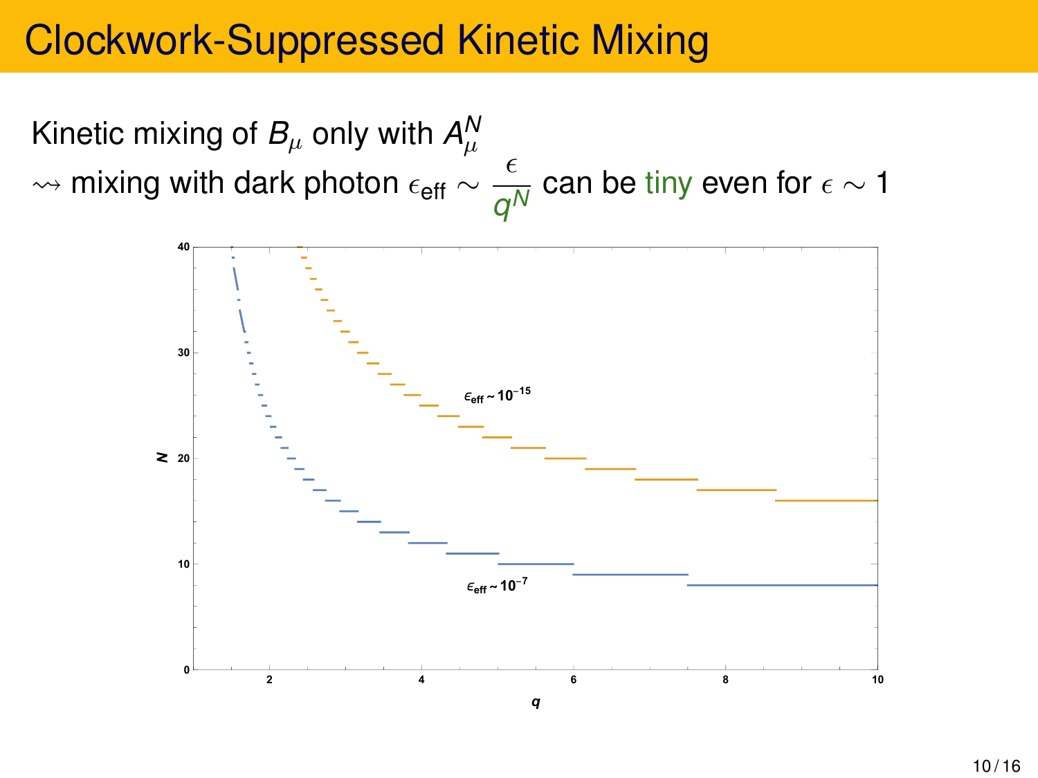# Clockwork-Suppressed Kinetic Mixing

Kinetic mixing of $B_\mu$ only with $A_\mu^N$

$\rightsquigarrow$ mixing with dark photon $\epsilon_{\text{eff}} \sim \dfrac{\epsilon}{q^N}$ can be tiny even for $\epsilon \sim 1$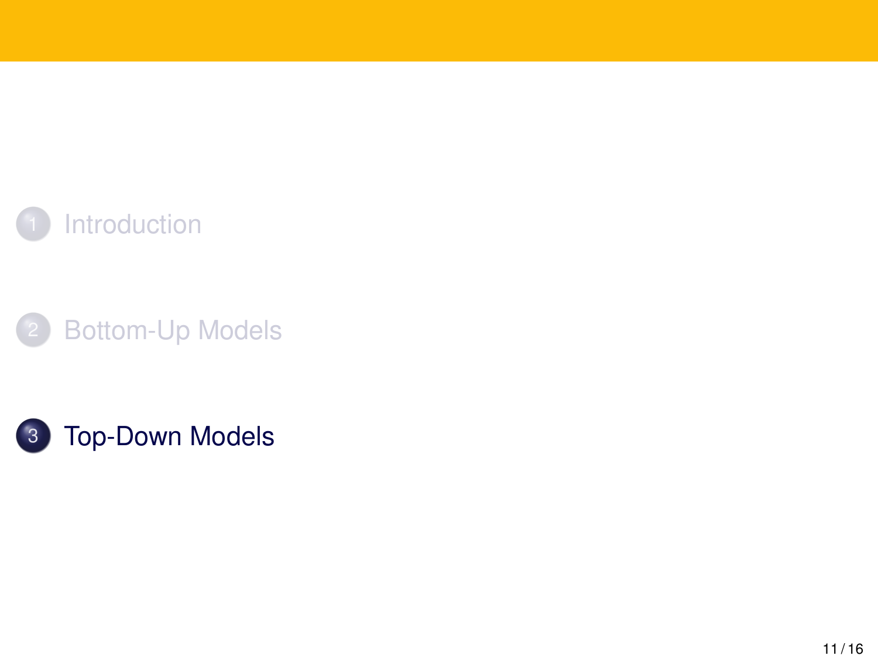1. Introduction
2. Bottom-Up Models
3. **Top-Down Models**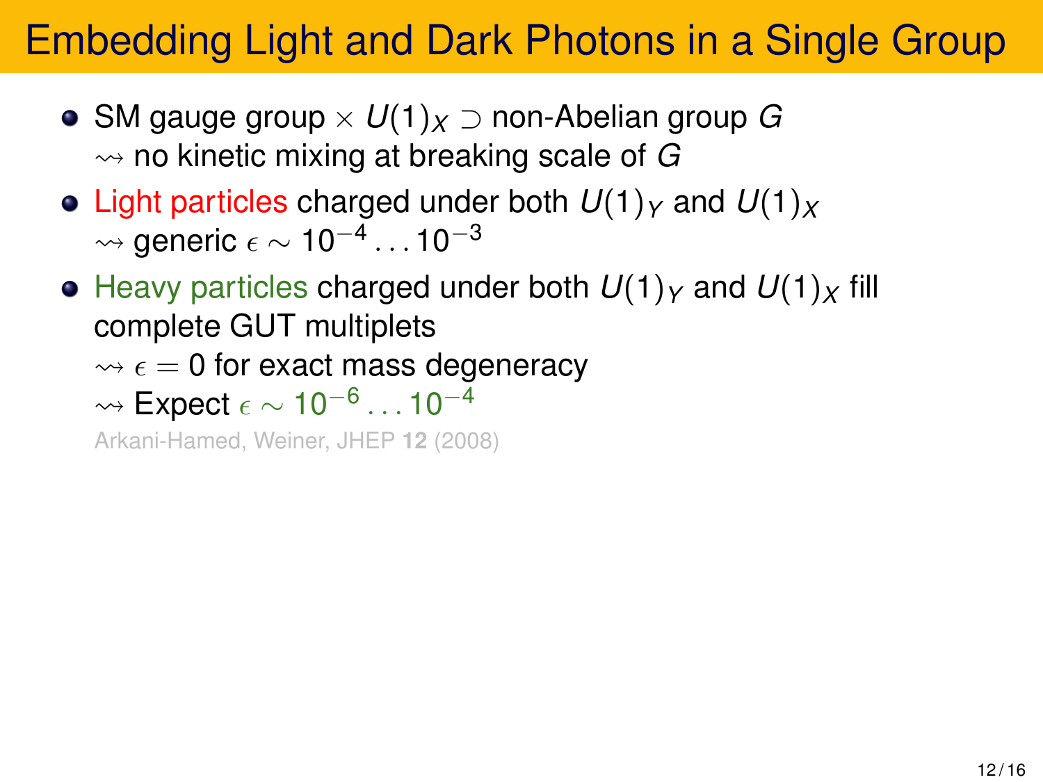# Embedding Light and Dark Photons in a Single Group

- SM gauge group $\times$ $U(1)_X$ $\supset$ non-Abelian group $G$
  $\rightsquigarrow$ no kinetic mixing at breaking scale of $G$
- Light particles charged under both $U(1)_Y$ and $U(1)_X$
  $\rightsquigarrow$ generic $\epsilon \sim 10^{-4} \ldots 10^{-3}$
- Heavy particles charged under both $U(1)_Y$ and $U(1)_X$ fill complete GUT multiplets
  $\rightsquigarrow$ $\epsilon = 0$ for exact mass degeneracy
  $\rightsquigarrow$ Expect $\epsilon \sim 10^{-6} \ldots 10^{-4}$

  Arkani-Hamed, Weiner, JHEP **12** (2008)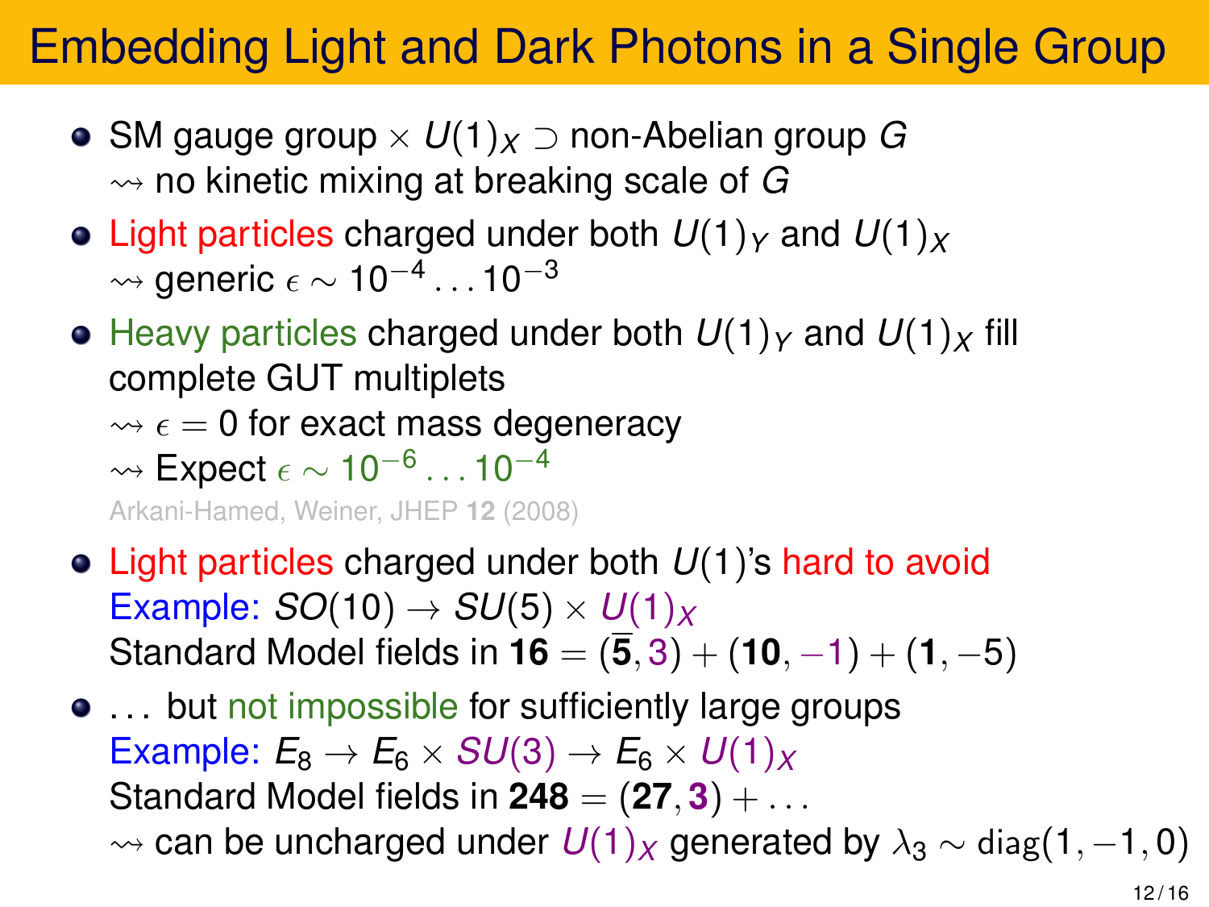# Embedding Light and Dark Photons in a Single Group

- SM gauge group $\times\, U(1)_X \supset$ non-Abelian group $G$
  $\rightsquigarrow$ no kinetic mixing at breaking scale of $G$
- Light particles charged under both $U(1)_Y$ and $U(1)_X$
  $\rightsquigarrow$ generic $\epsilon \sim 10^{-4} \ldots 10^{-3}$
- Heavy particles charged under both $U(1)_Y$ and $U(1)_X$ fill complete GUT multiplets
  $\rightsquigarrow$ $\epsilon = 0$ for exact mass degeneracy
  $\rightsquigarrow$ Expect $\epsilon \sim 10^{-6} \ldots 10^{-4}$
  Arkani-Hamed, Weiner, JHEP **12** (2008)
- Light particles charged under both $U(1)$'s hard to avoid
  Example: $SO(10) \to SU(5) \times U(1)_X$
  Standard Model fields in $\mathbf{16} = (\bar{\mathbf{5}}, 3) + (\mathbf{10}, -1) + (\mathbf{1}, -5)$
- ... but not impossible for sufficiently large groups
  Example: $E_8 \to E_6 \times SU(3) \to E_6 \times U(1)_X$
  Standard Model fields in $\mathbf{248} = (\mathbf{27}, \mathbf{3}) + \ldots$
  $\rightsquigarrow$ can be uncharged under $U(1)_X$ generated by $\lambda_3 \sim \mathrm{diag}(1, -1, 0)$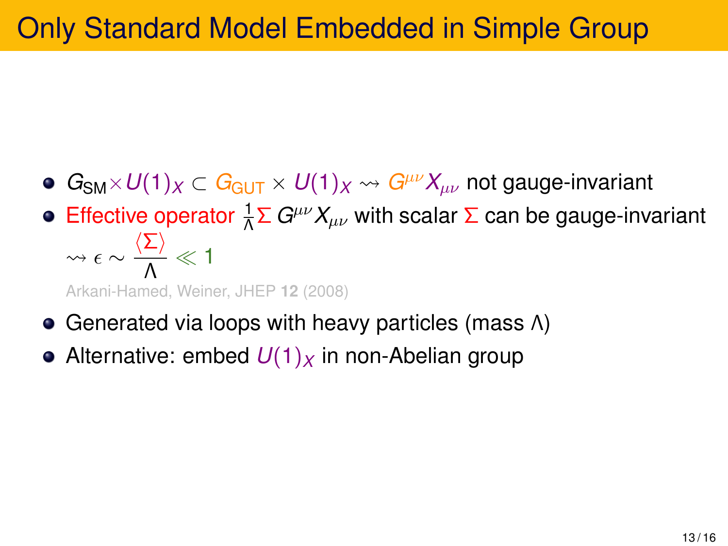# Only Standard Model Embedded in Simple Group

- $G_{\text{SM}} \times U(1)_X \subset G_{\text{GUT}} \times U(1)_X \rightsquigarrow G^{\mu\nu} X_{\mu\nu}$ not gauge-invariant
- Effective operator $\frac{1}{\Lambda} \Sigma \, G^{\mu\nu} X_{\mu\nu}$ with scalar $\Sigma$ can be gauge-invariant $\rightsquigarrow \epsilon \sim \dfrac{\langle \Sigma \rangle}{\Lambda} \ll 1$

  Arkani-Hamed, Weiner, JHEP **12** (2008)

- Generated via loops with heavy particles (mass $\Lambda$)
- Alternative: embed $U(1)_X$ in non-Abelian group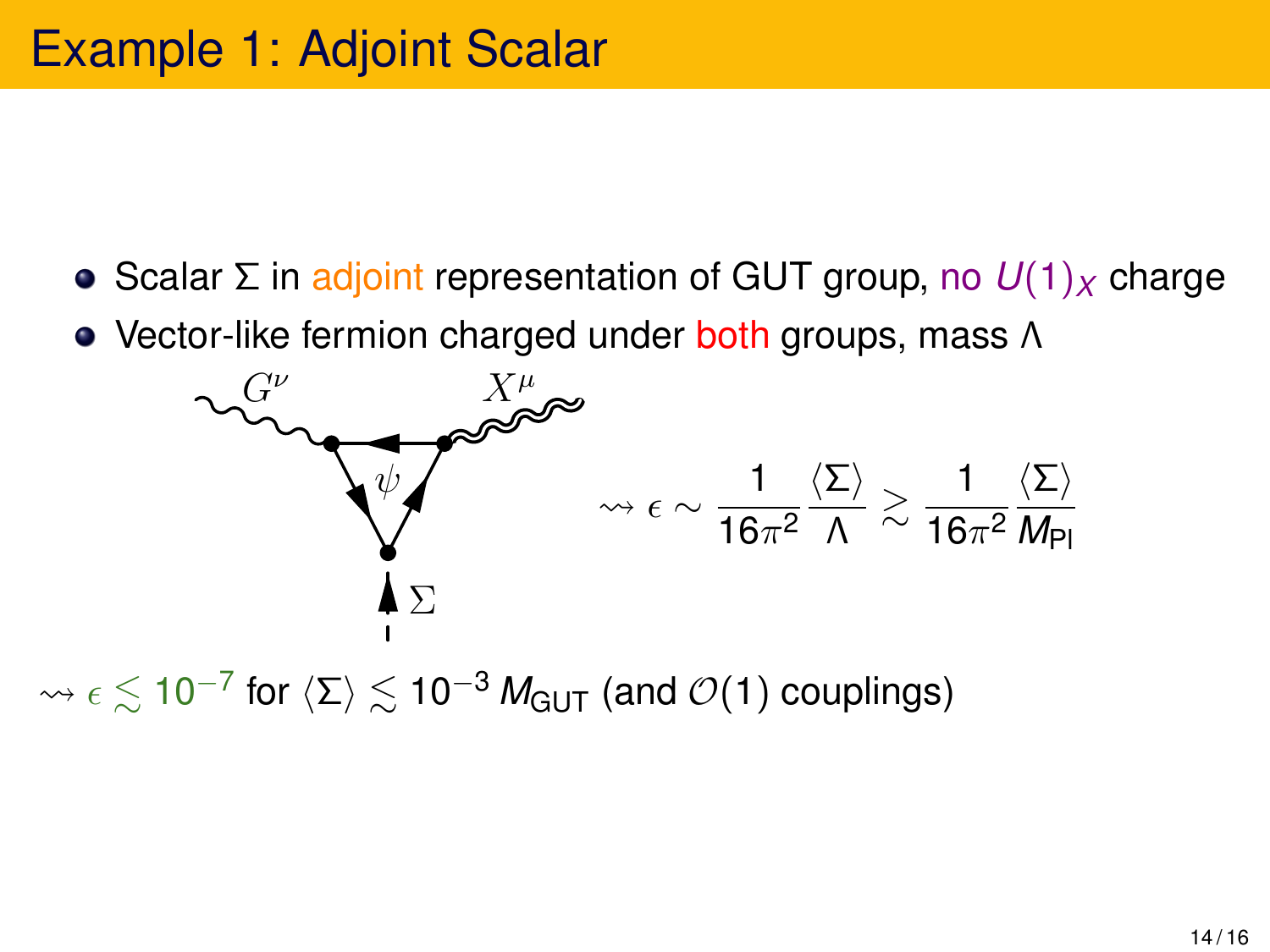# Example 1: Adjoint Scalar

- Scalar $\Sigma$ in adjoint representation of GUT group, no $U(1)_X$ charge
- Vector-like fermion charged under both groups, mass $\Lambda$

$$\rightsquigarrow \epsilon \sim \frac{1}{16\pi^2}\frac{\langle\Sigma\rangle}{\Lambda} \gtrsim \frac{1}{16\pi^2}\frac{\langle\Sigma\rangle}{M_{\text{Pl}}}$$

$\rightsquigarrow \epsilon \lesssim 10^{-7}$ for $\langle\Sigma\rangle \lesssim 10^{-3}\, M_{\text{GUT}}$ (and $\mathcal{O}(1)$ couplings)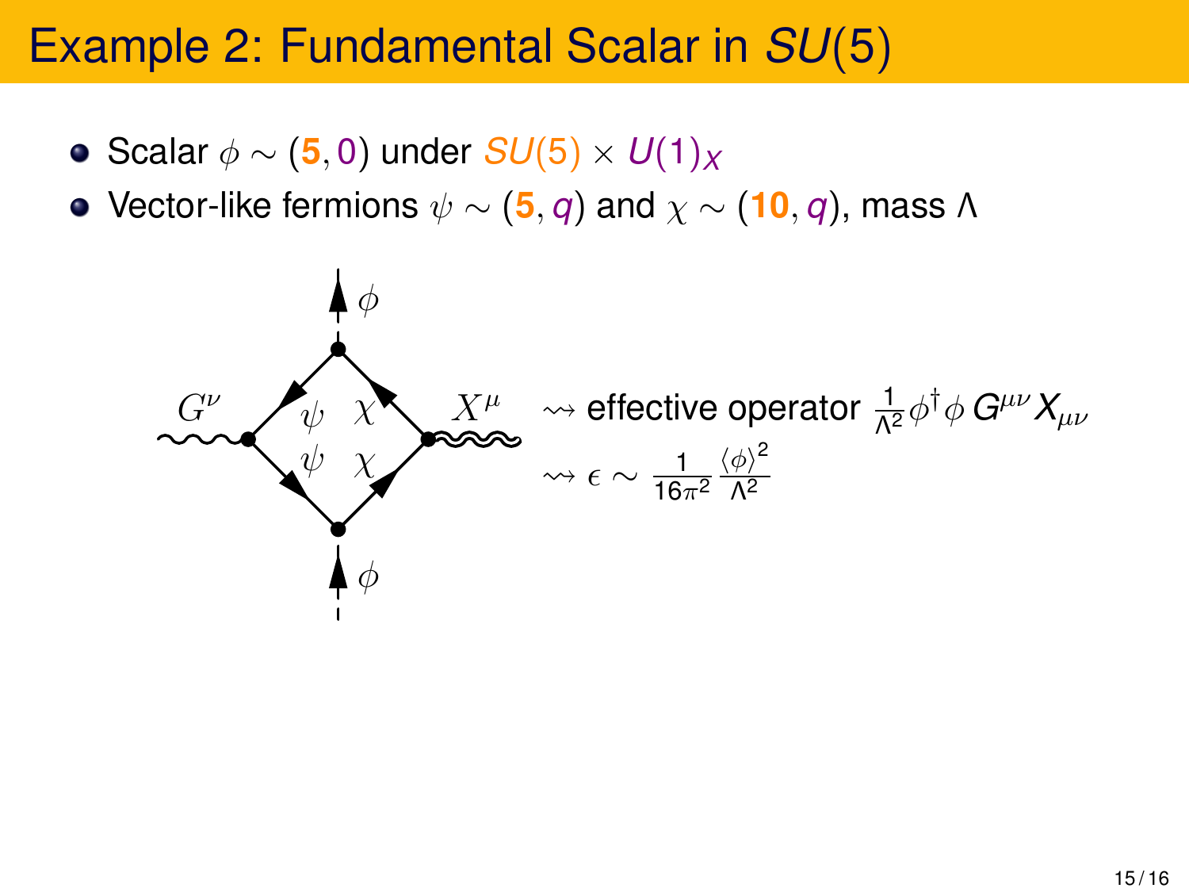# Example 2: Fundamental Scalar in $SU(5)$

- Scalar $\phi \sim (\mathbf{5}, 0)$ under $SU(5) \times U(1)_X$
- Vector-like fermions $\psi \sim (\mathbf{5}, q)$ and $\chi \sim (\mathbf{10}, q)$, mass $\Lambda$

$\rightsquigarrow$ effective operator $\frac{1}{\Lambda^2} \phi^\dagger \phi \, G^{\mu\nu} X_{\mu\nu}$

$\rightsquigarrow \epsilon \sim \frac{1}{16\pi^2} \frac{\langle \phi \rangle^2}{\Lambda^2}$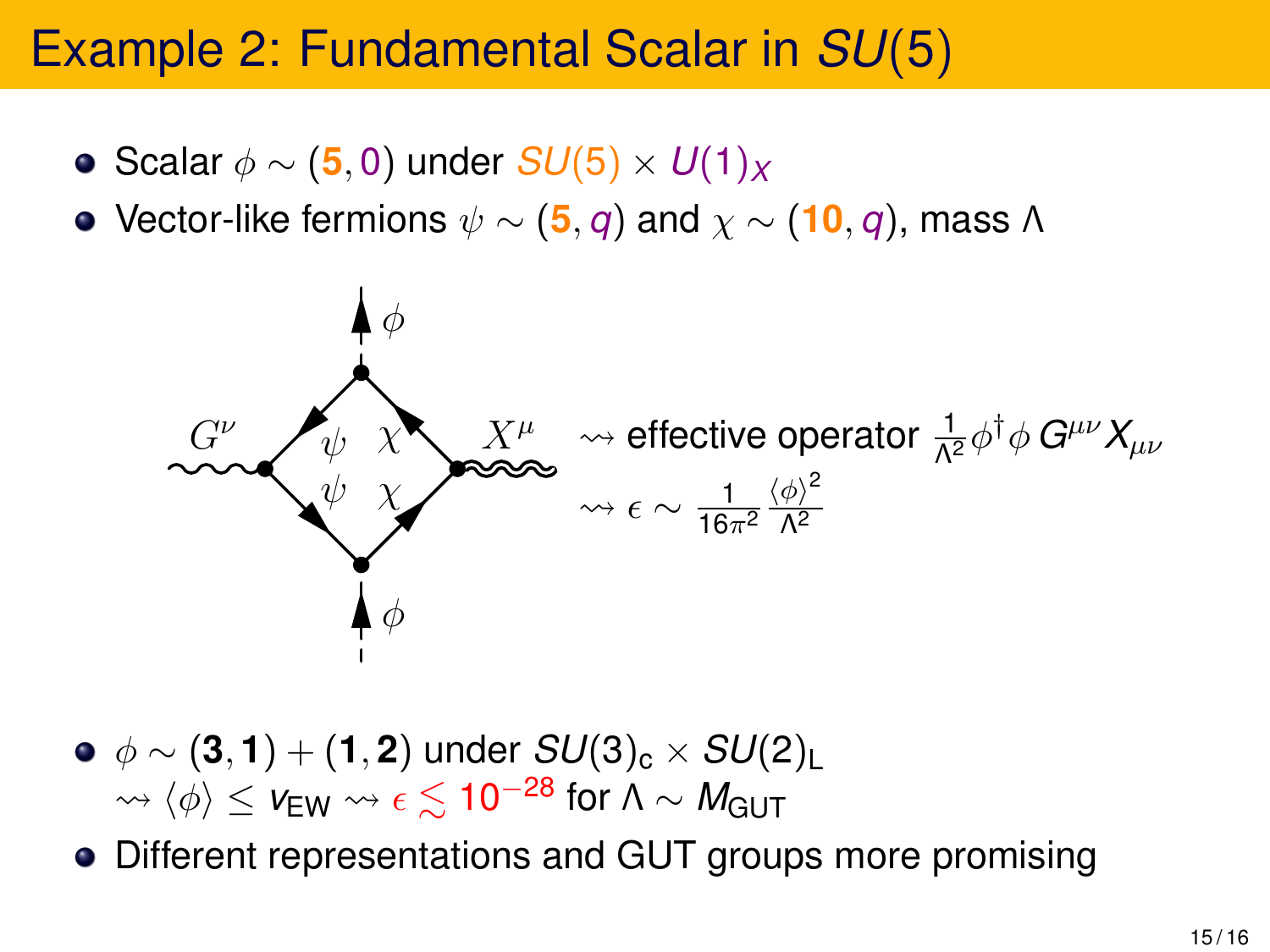# Example 2: Fundamental Scalar in $SU(5)$

- Scalar $\phi \sim (\mathbf{5}, 0)$ under $SU(5) \times U(1)_X$
- Vector-like fermions $\psi \sim (\mathbf{5}, q)$ and $\chi \sim (\mathbf{10}, q)$, mass $\Lambda$

$\rightsquigarrow$ effective operator $\frac{1}{\Lambda^2} \phi^\dagger \phi \, G^{\mu\nu} X_{\mu\nu}$

$\rightsquigarrow \epsilon \sim \frac{1}{16\pi^2} \frac{\langle \phi \rangle^2}{\Lambda^2}$

- $\phi \sim (\mathbf{3}, \mathbf{1}) + (\mathbf{1}, \mathbf{2})$ under $SU(3)_c \times SU(2)_L$
  $\rightsquigarrow \langle \phi \rangle \leq v_{EW} \rightsquigarrow \epsilon \lesssim 10^{-28}$ for $\Lambda \sim M_{GUT}$
- Different representations and GUT groups more promising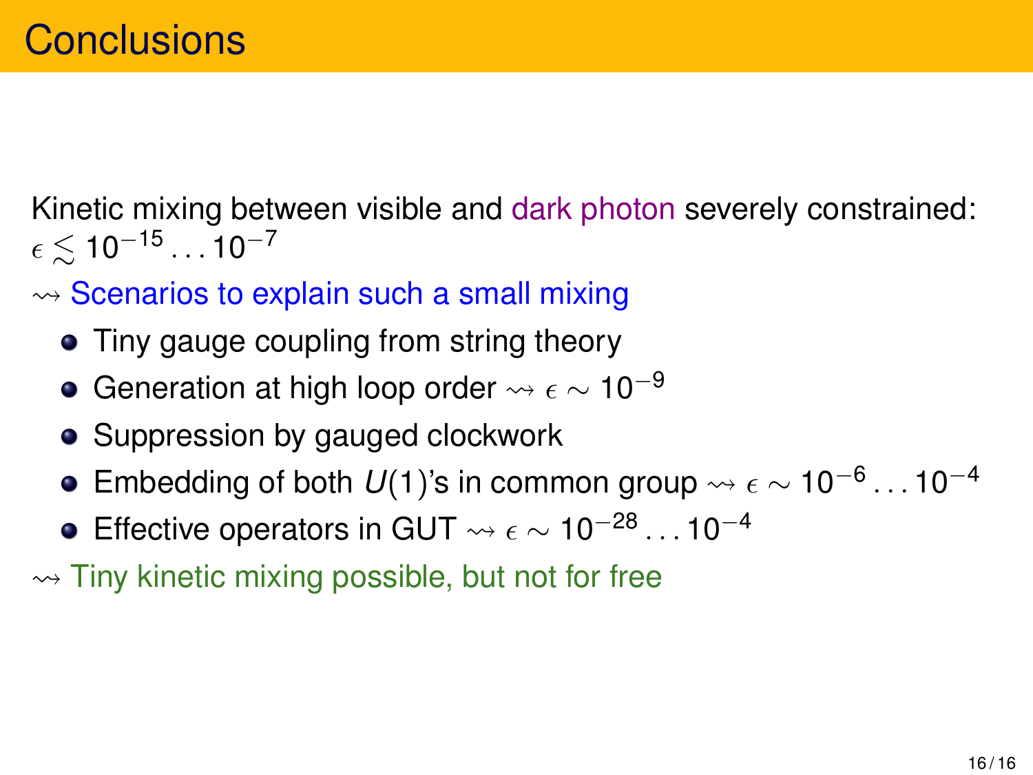# Conclusions

Kinetic mixing between visible and dark photon severely constrained: $\epsilon \lesssim 10^{-15} \ldots 10^{-7}$

$\rightsquigarrow$ Scenarios to explain such a small mixing

- Tiny gauge coupling from string theory
- Generation at high loop order $\rightsquigarrow \epsilon \sim 10^{-9}$
- Suppression by gauged clockwork
- Embedding of both $U(1)$'s in common group $\rightsquigarrow \epsilon \sim 10^{-6} \ldots 10^{-4}$
- Effective operators in GUT $\rightsquigarrow \epsilon \sim 10^{-28} \ldots 10^{-4}$

$\rightsquigarrow$ Tiny kinetic mixing possible, but not for free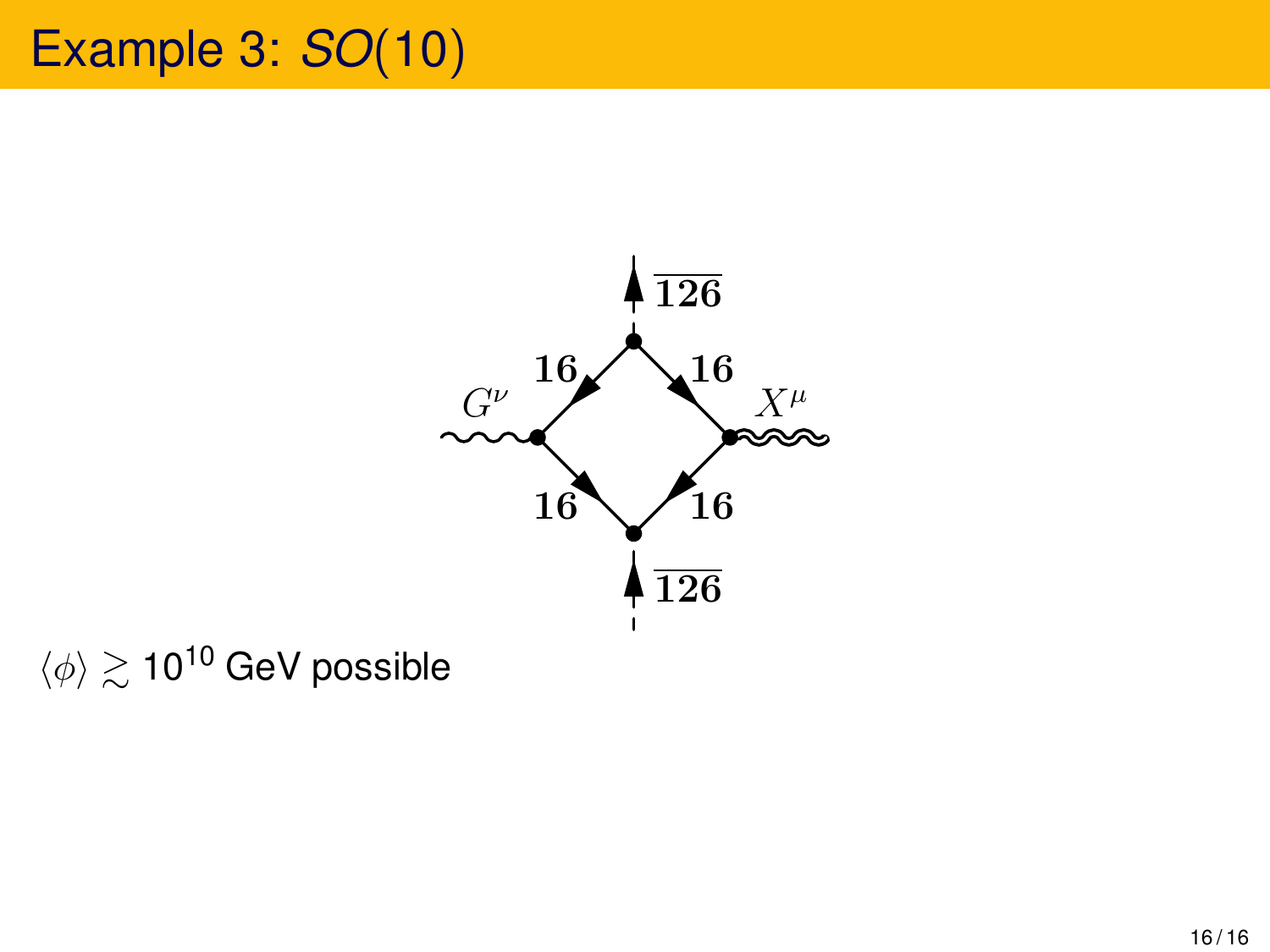# Example 3: *SO*(10)

$\overline{\mathbf{126}}$

$\mathbf{16}$ $\mathbf{16}$

$G^\nu$ $X^\mu$

$\mathbf{16}$ $\mathbf{16}$

$\overline{\mathbf{126}}$

$\langle\phi\rangle \gtrsim 10^{10}$ GeV possible